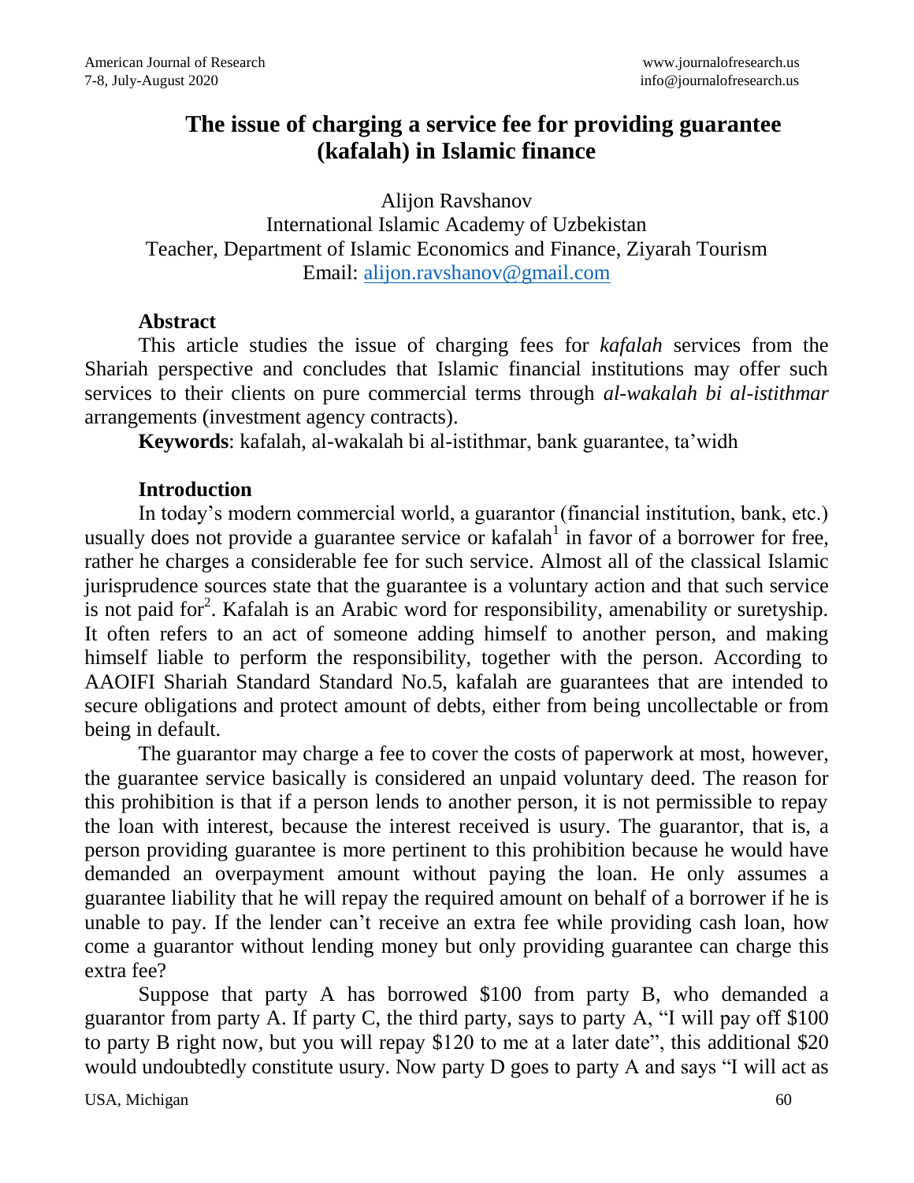# The issue of charging a service fee for providing guarantee (kafalah) in Islamic finance

Alijon Ravshanov
International Islamic Academy of Uzbekistan
Teacher, Department of Islamic Economics and Finance, Ziyarah Tourism
Email: alijon.ravshanov@gmail.com

## Abstract

This article studies the issue of charging fees for *kafalah* services from the Shariah perspective and concludes that Islamic financial institutions may offer such services to their clients on pure commercial terms through *al-wakalah bi al-istithmar* arrangements (investment agency contracts).

**Keywords**: kafalah, al-wakalah bi al-istithmar, bank guarantee, ta'widh

## Introduction

In today's modern commercial world, a guarantor (financial institution, bank, etc.) usually does not provide a guarantee service or kafalah[1] in favor of a borrower for free, rather he charges a considerable fee for such service. Almost all of the classical Islamic jurisprudence sources state that the guarantee is a voluntary action and that such service is not paid for[2]. Kafalah is an Arabic word for responsibility, amenability or suretyship. It often refers to an act of someone adding himself to another person, and making himself liable to perform the responsibility, together with the person. According to AAOIFI Shariah Standard Standard No.5, kafalah are guarantees that are intended to secure obligations and protect amount of debts, either from being uncollectable or from being in default.

The guarantor may charge a fee to cover the costs of paperwork at most, however, the guarantee service basically is considered an unpaid voluntary deed. The reason for this prohibition is that if a person lends to another person, it is not permissible to repay the loan with interest, because the interest received is usury. The guarantor, that is, a person providing guarantee is more pertinent to this prohibition because he would have demanded an overpayment amount without paying the loan. He only assumes a guarantee liability that he will repay the required amount on behalf of a borrower if he is unable to pay. If the lender can't receive an extra fee while providing cash loan, how come a guarantor without lending money but only providing guarantee can charge this extra fee?

Suppose that party A has borrowed $100 from party B, who demanded a guarantor from party A. If party C, the third party, says to party A, "I will pay off $100 to party B right now, but you will repay $120 to me at a later date", this additional $20 would undoubtedly constitute usury. Now party D goes to party A and says "I will act as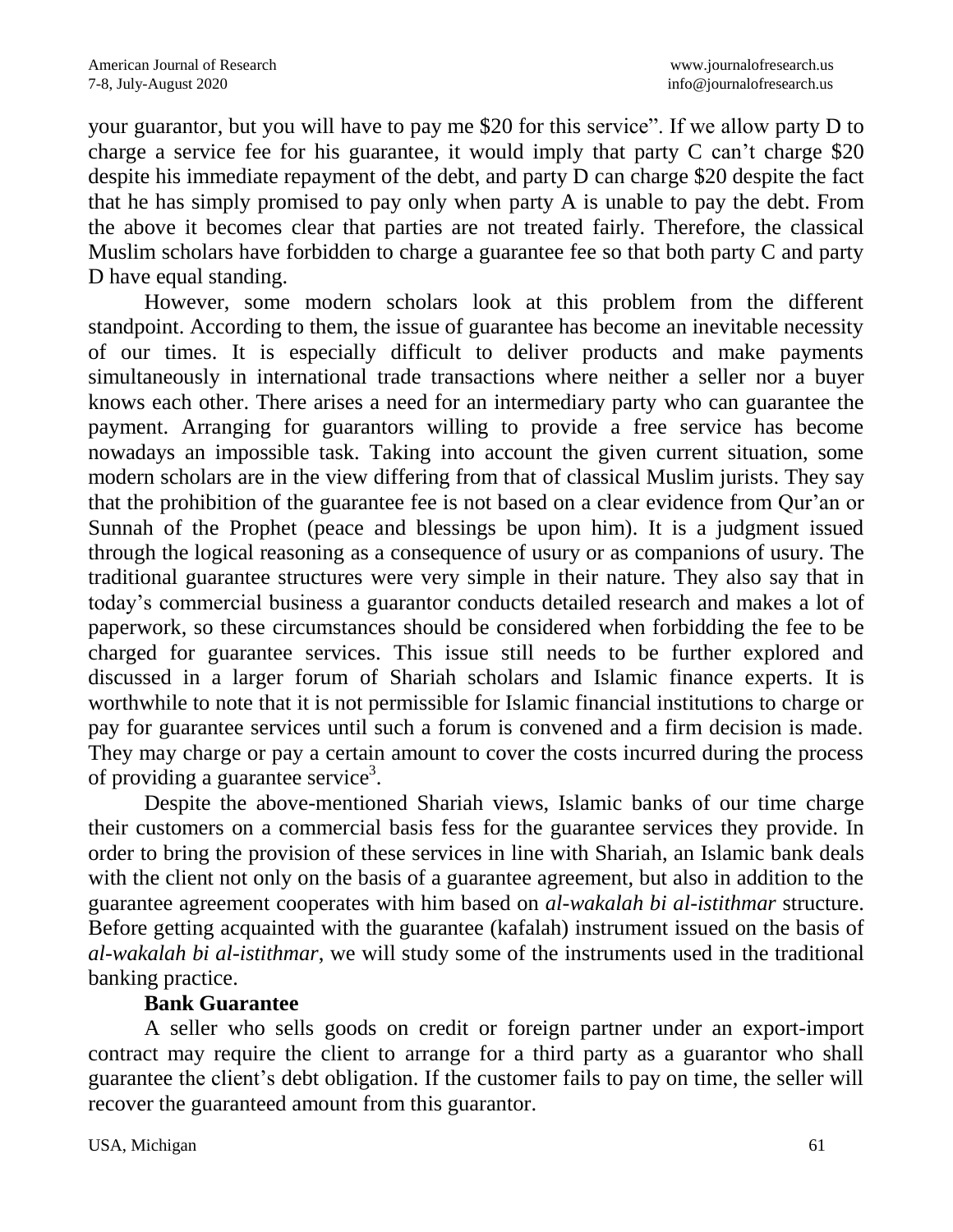your guarantor, but you will have to pay me $20 for this service". If we allow party D to charge a service fee for his guarantee, it would imply that party C can't charge $20 despite his immediate repayment of the debt, and party D can charge $20 despite the fact that he has simply promised to pay only when party A is unable to pay the debt. From the above it becomes clear that parties are not treated fairly. Therefore, the classical Muslim scholars have forbidden to charge a guarantee fee so that both party C and party D have equal standing.

However, some modern scholars look at this problem from the different standpoint. According to them, the issue of guarantee has become an inevitable necessity of our times. It is especially difficult to deliver products and make payments simultaneously in international trade transactions where neither a seller nor a buyer knows each other. There arises a need for an intermediary party who can guarantee the payment. Arranging for guarantors willing to provide a free service has become nowadays an impossible task. Taking into account the given current situation, some modern scholars are in the view differing from that of classical Muslim jurists. They say that the prohibition of the guarantee fee is not based on a clear evidence from Qur'an or Sunnah of the Prophet (peace and blessings be upon him). It is a judgment issued through the logical reasoning as a consequence of usury or as companions of usury. The traditional guarantee structures were very simple in their nature. They also say that in today's commercial business a guarantor conducts detailed research and makes a lot of paperwork, so these circumstances should be considered when forbidding the fee to be charged for guarantee services. This issue still needs to be further explored and discussed in a larger forum of Shariah scholars and Islamic finance experts. It is worthwhile to note that it is not permissible for Islamic financial institutions to charge or pay for guarantee services until such a forum is convened and a firm decision is made. They may charge or pay a certain amount to cover the costs incurred during the process of providing a guarantee service[3].

Despite the above-mentioned Shariah views, Islamic banks of our time charge their customers on a commercial basis fess for the guarantee services they provide. In order to bring the provision of these services in line with Shariah, an Islamic bank deals with the client not only on the basis of a guarantee agreement, but also in addition to the guarantee agreement cooperates with him based on *al-wakalah bi al-istithmar* structure. Before getting acquainted with the guarantee (kafalah) instrument issued on the basis of *al-wakalah bi al-istithmar*, we will study some of the instruments used in the traditional banking practice.

**Bank Guarantee**

A seller who sells goods on credit or foreign partner under an export-import contract may require the client to arrange for a third party as a guarantor who shall guarantee the client's debt obligation. If the customer fails to pay on time, the seller will recover the guaranteed amount from this guarantor.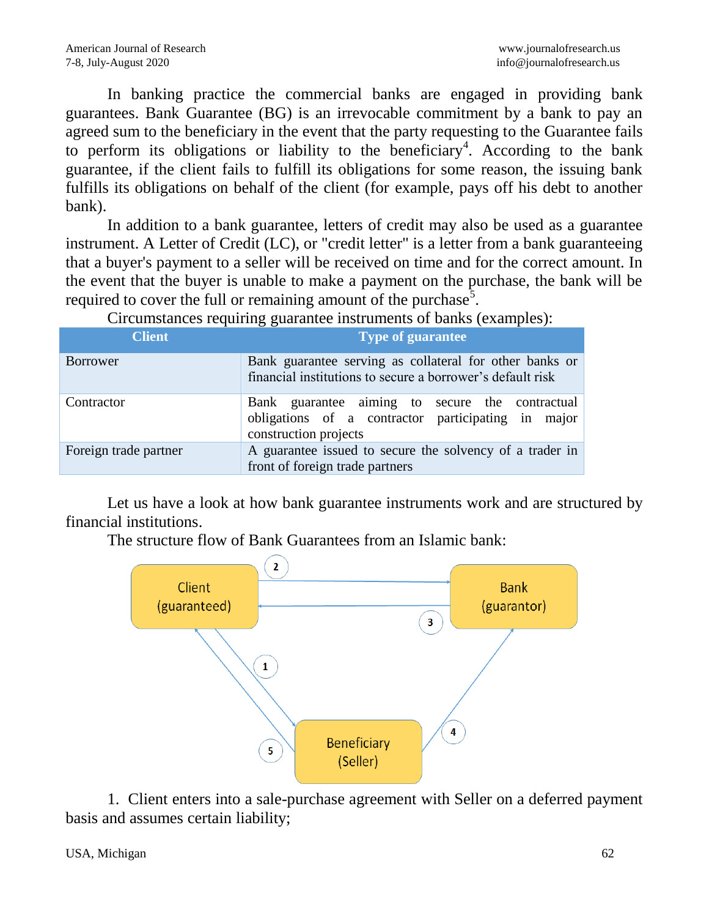In banking practice the commercial banks are engaged in providing bank guarantees. Bank Guarantee (BG) is an irrevocable commitment by a bank to pay an agreed sum to the beneficiary in the event that the party requesting to the Guarantee fails to perform its obligations or liability to the beneficiary[4]. According to the bank guarantee, if the client fails to fulfill its obligations for some reason, the issuing bank fulfills its obligations on behalf of the client (for example, pays off his debt to another bank).

In addition to a bank guarantee, letters of credit may also be used as a guarantee instrument. A Letter of Credit (LC), or "credit letter" is a letter from a bank guaranteeing that a buyer's payment to a seller will be received on time and for the correct amount. In the event that the buyer is unable to make a payment on the purchase, the bank will be required to cover the full or remaining amount of the purchase[5].

Circumstances requiring guarantee instruments of banks (examples):

| Client | Type of guarantee |
|---|---|
| Borrower | Bank guarantee serving as collateral for other banks or financial institutions to secure a borrower's default risk |
| Contractor | Bank guarantee aiming to secure the contractual obligations of a contractor participating in major construction projects |
| Foreign trade partner | A guarantee issued to secure the solvency of a trader in front of foreign trade partners |

Let us have a look at how bank guarantee instruments work and are structured by financial institutions.

The structure flow of Bank Guarantees from an Islamic bank:

1. Client enters into a sale-purchase agreement with Seller on a deferred payment basis and assumes certain liability;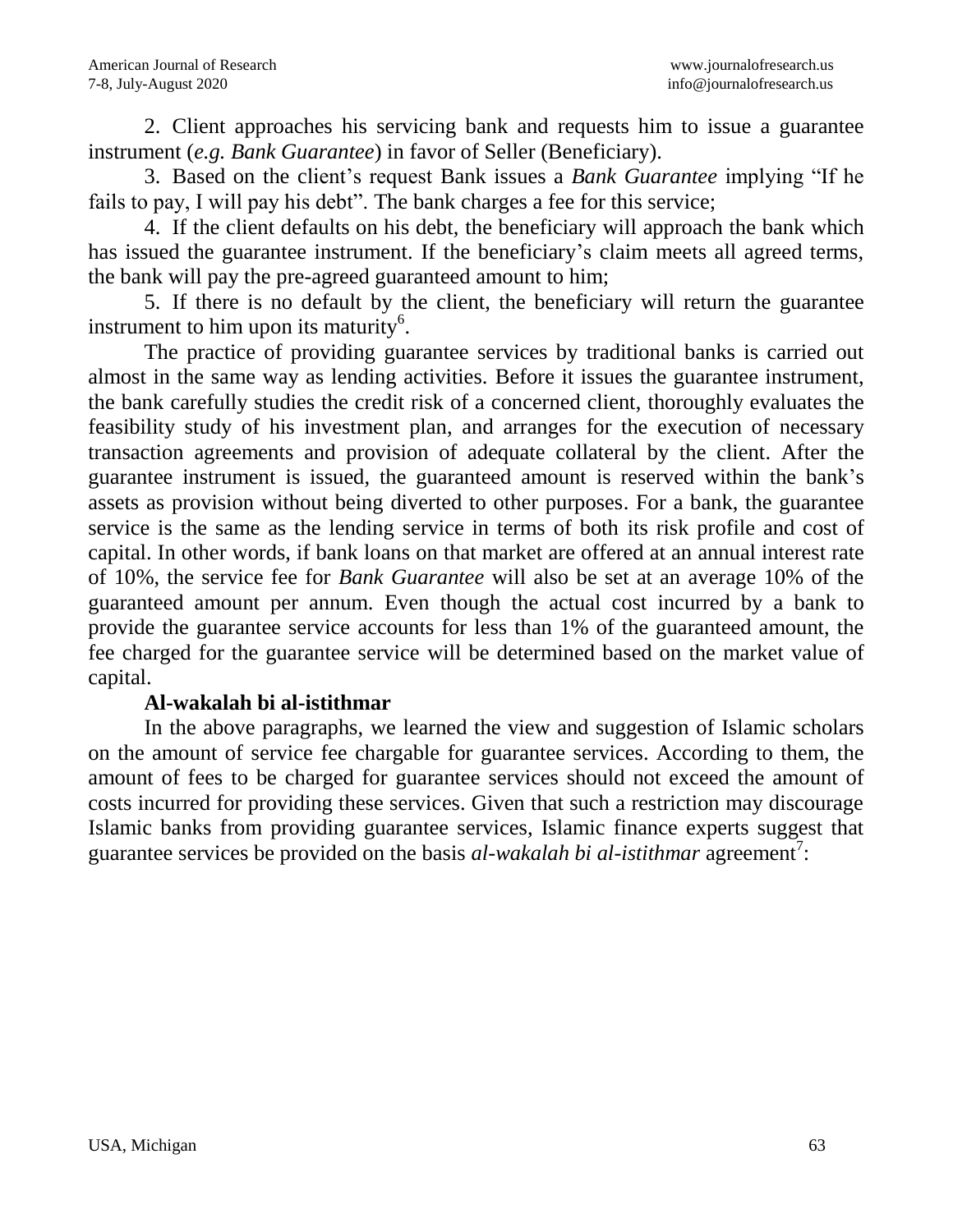2. Client approaches his servicing bank and requests him to issue a guarantee instrument (*e.g. Bank Guarantee*) in favor of Seller (Beneficiary).

3. Based on the client's request Bank issues a *Bank Guarantee* implying "If he fails to pay, I will pay his debt". The bank charges a fee for this service;

4. If the client defaults on his debt, the beneficiary will approach the bank which has issued the guarantee instrument. If the beneficiary's claim meets all agreed terms, the bank will pay the pre-agreed guaranteed amount to him;

5. If there is no default by the client, the beneficiary will return the guarantee instrument to him upon its maturity[6].

The practice of providing guarantee services by traditional banks is carried out almost in the same way as lending activities. Before it issues the guarantee instrument, the bank carefully studies the credit risk of a concerned client, thoroughly evaluates the feasibility study of his investment plan, and arranges for the execution of necessary transaction agreements and provision of adequate collateral by the client. After the guarantee instrument is issued, the guaranteed amount is reserved within the bank's assets as provision without being diverted to other purposes. For a bank, the guarantee service is the same as the lending service in terms of both its risk profile and cost of capital. In other words, if bank loans on that market are offered at an annual interest rate of 10%, the service fee for *Bank Guarantee* will also be set at an average 10% of the guaranteed amount per annum. Even though the actual cost incurred by a bank to provide the guarantee service accounts for less than 1% of the guaranteed amount, the fee charged for the guarantee service will be determined based on the market value of capital.

**Al-wakalah bi al-istithmar**

In the above paragraphs, we learned the view and suggestion of Islamic scholars on the amount of service fee chargable for guarantee services. According to them, the amount of fees to be charged for guarantee services should not exceed the amount of costs incurred for providing these services. Given that such a restriction may discourage Islamic banks from providing guarantee services, Islamic finance experts suggest that guarantee services be provided on the basis *al-wakalah bi al-istithmar* agreement[7]: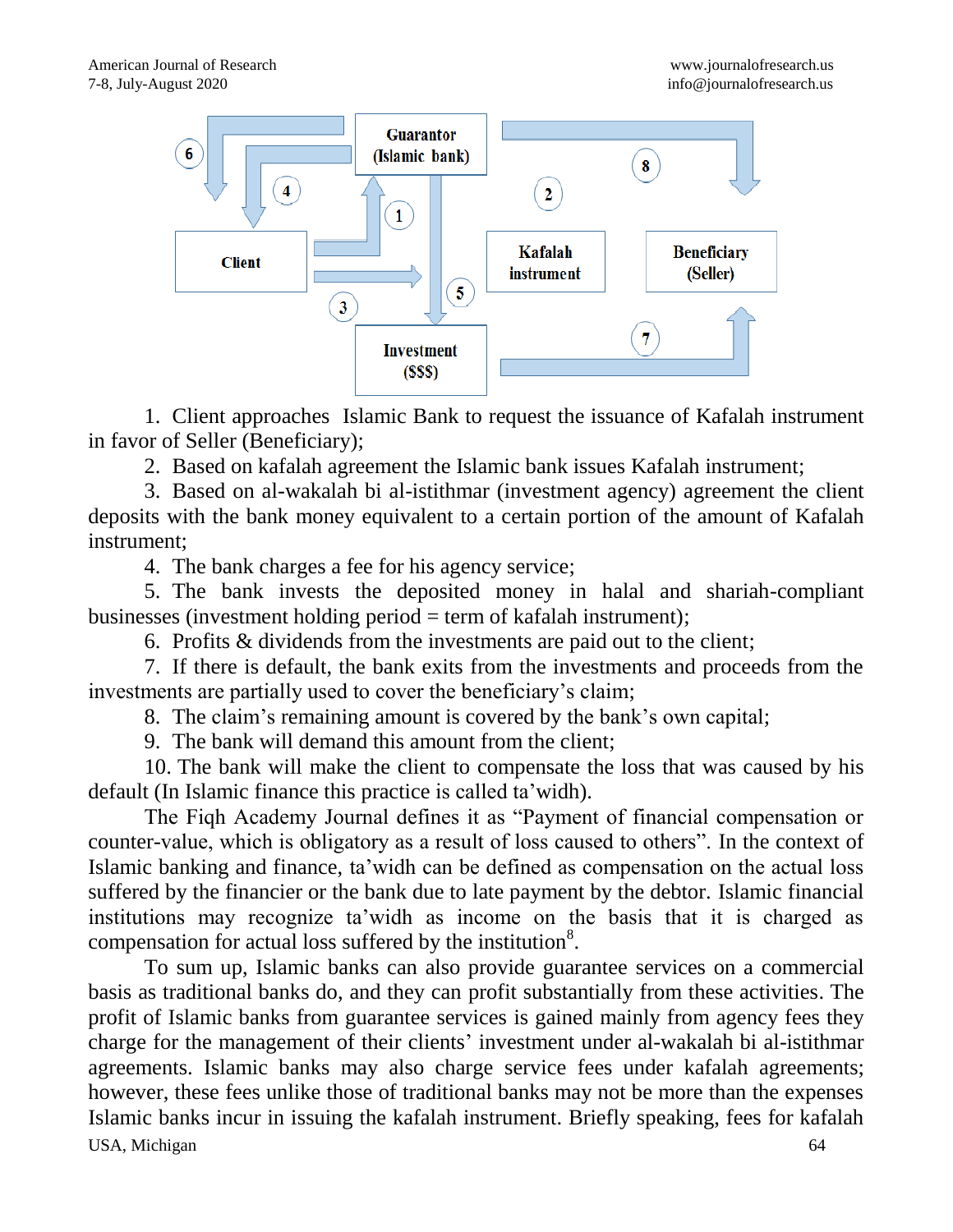Guarantor (Islamic bank)

Client

Kafalah instrument

Beneficiary (Seller)

Investment ($$$)

1. Client approaches Islamic Bank to request the issuance of Kafalah instrument in favor of Seller (Beneficiary);
2. Based on kafalah agreement the Islamic bank issues Kafalah instrument;
3. Based on al-wakalah bi al-istithmar (investment agency) agreement the client deposits with the bank money equivalent to a certain portion of the amount of Kafalah instrument;
4. The bank charges a fee for his agency service;
5. The bank invests the deposited money in halal and shariah-compliant businesses (investment holding period = term of kafalah instrument);
6. Profits & dividends from the investments are paid out to the client;
7. If there is default, the bank exits from the investments and proceeds from the investments are partially used to cover the beneficiary's claim;
8. The claim's remaining amount is covered by the bank's own capital;
9. The bank will demand this amount from the client;
10. The bank will make the client to compensate the loss that was caused by his default (In Islamic finance this practice is called ta'widh).

The Fiqh Academy Journal defines it as "Payment of financial compensation or counter-value, which is obligatory as a result of loss caused to others". In the context of Islamic banking and finance, ta'widh can be defined as compensation on the actual loss suffered by the financier or the bank due to late payment by the debtor. Islamic financial institutions may recognize ta'widh as income on the basis that it is charged as compensation for actual loss suffered by the institution[8].

To sum up, Islamic banks can also provide guarantee services on a commercial basis as traditional banks do, and they can profit substantially from these activities. The profit of Islamic banks from guarantee services is gained mainly from agency fees they charge for the management of their clients' investment under al-wakalah bi al-istithmar agreements. Islamic banks may also charge service fees under kafalah agreements; however, these fees unlike those of traditional banks may not be more than the expenses Islamic banks incur in issuing the kafalah instrument. Briefly speaking, fees for kafalah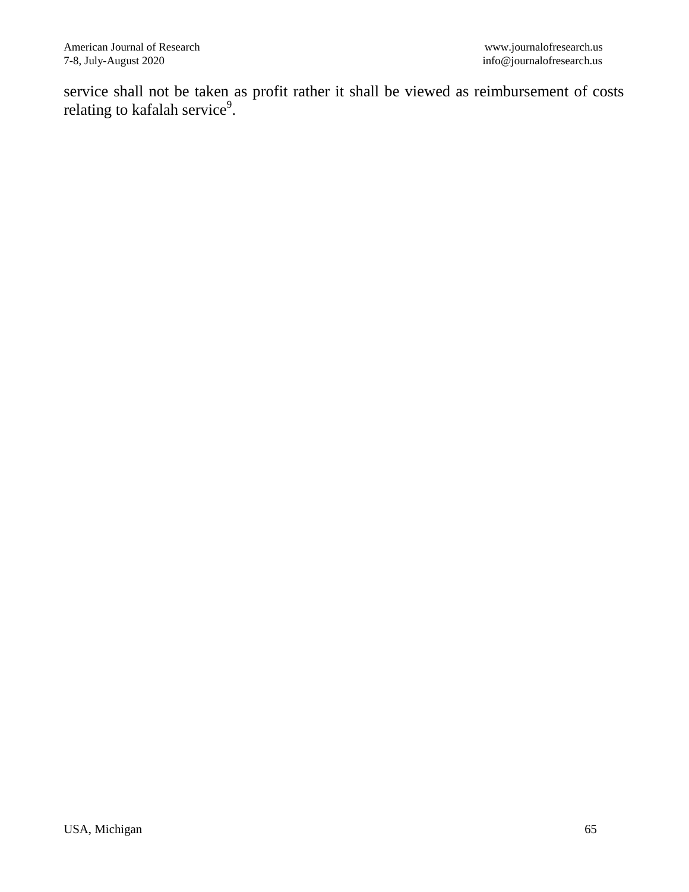service shall not be taken as profit rather it shall be viewed as reimbursement of costs relating to kafalah service[9].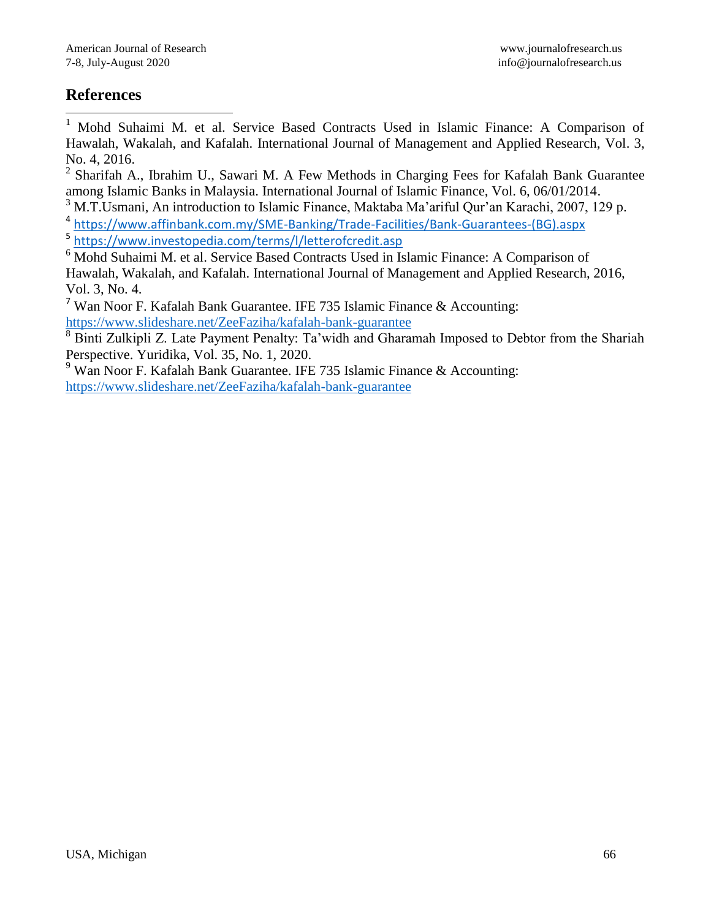## References

[1] Mohd Suhaimi M. et al. Service Based Contracts Used in Islamic Finance: A Comparison of Hawalah, Wakalah, and Kafalah. International Journal of Management and Applied Research, Vol. 3, No. 4, 2016.

[2] Sharifah A., Ibrahim U., Sawari M. A Few Methods in Charging Fees for Kafalah Bank Guarantee among Islamic Banks in Malaysia. International Journal of Islamic Finance, Vol. 6, 06/01/2014.

[3] M.T.Usmani, An introduction to Islamic Finance, Maktaba Ma'ariful Qur'an Karachi, 2007, 129 p.

[4] https://www.affinbank.com.my/SME-Banking/Trade-Facilities/Bank-Guarantees-(BG).aspx

[5] https://www.investopedia.com/terms/l/letterofcredit.asp

[6] Mohd Suhaimi M. et al. Service Based Contracts Used in Islamic Finance: A Comparison of Hawalah, Wakalah, and Kafalah. International Journal of Management and Applied Research, 2016, Vol. 3, No. 4.

[7] Wan Noor F. Kafalah Bank Guarantee. IFE 735 Islamic Finance & Accounting: https://www.slideshare.net/ZeeFaziha/kafalah-bank-guarantee

[8] Binti Zulkipli Z. Late Payment Penalty: Ta'widh and Gharamah Imposed to Debtor from the Shariah Perspective. Yuridika, Vol. 35, No. 1, 2020.

[9] Wan Noor F. Kafalah Bank Guarantee. IFE 735 Islamic Finance & Accounting: https://www.slideshare.net/ZeeFaziha/kafalah-bank-guarantee